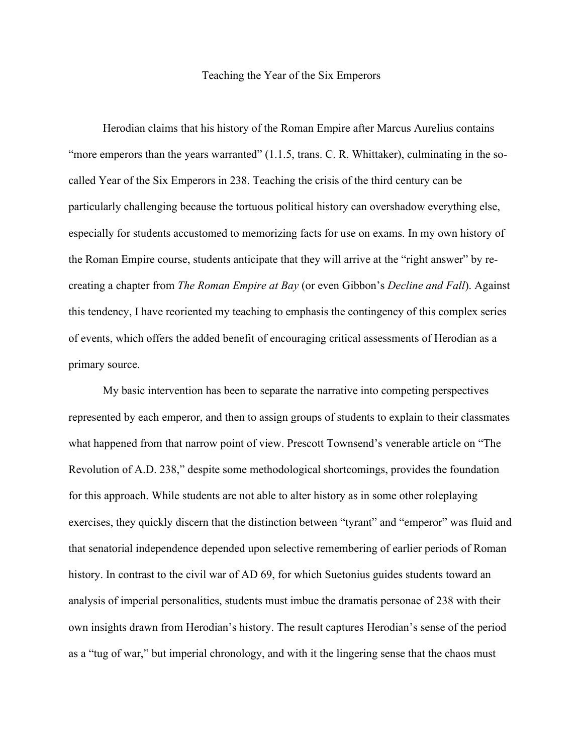# Teaching the Year of the Six Emperors

Herodian claims that his history of the Roman Empire after Marcus Aurelius contains "more emperors than the years warranted" (1.1.5, trans. C. R. Whittaker), culminating in the so-called Year of the Six Emperors in 238. Teaching the crisis of the third century can be particularly challenging because the tortuous political history can overshadow everything else, especially for students accustomed to memorizing facts for use on exams. In my own history of the Roman Empire course, students anticipate that they will arrive at the "right answer" by re-creating a chapter from *The Roman Empire at Bay* (or even Gibbon's *Decline and Fall*). Against this tendency, I have reoriented my teaching to emphasis the contingency of this complex series of events, which offers the added benefit of encouraging critical assessments of Herodian as a primary source.

My basic intervention has been to separate the narrative into competing perspectives represented by each emperor, and then to assign groups of students to explain to their classmates what happened from that narrow point of view. Prescott Townsend's venerable article on "The Revolution of A.D. 238," despite some methodological shortcomings, provides the foundation for this approach. While students are not able to alter history as in some other roleplaying exercises, they quickly discern that the distinction between "tyrant" and "emperor" was fluid and that senatorial independence depended upon selective remembering of earlier periods of Roman history. In contrast to the civil war of AD 69, for which Suetonius guides students toward an analysis of imperial personalities, students must imbue the dramatis personae of 238 with their own insights drawn from Herodian's history. The result captures Herodian's sense of the period as a "tug of war," but imperial chronology, and with it the lingering sense that the chaos must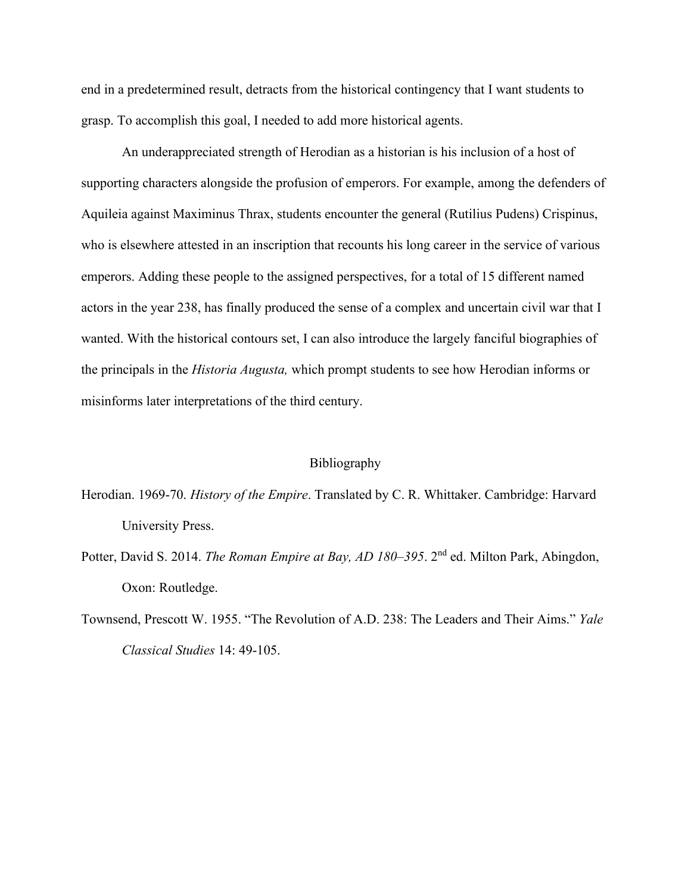end in a predetermined result, detracts from the historical contingency that I want students to grasp. To accomplish this goal, I needed to add more historical agents.

An underappreciated strength of Herodian as a historian is his inclusion of a host of supporting characters alongside the profusion of emperors. For example, among the defenders of Aquileia against Maximinus Thrax, students encounter the general (Rutilius Pudens) Crispinus, who is elsewhere attested in an inscription that recounts his long career in the service of various emperors. Adding these people to the assigned perspectives, for a total of 15 different named actors in the year 238, has finally produced the sense of a complex and uncertain civil war that I wanted. With the historical contours set, I can also introduce the largely fanciful biographies of the principals in the *Historia Augusta,* which prompt students to see how Herodian informs or misinforms later interpretations of the third century.

## Bibliography

Herodian. 1969-70. *History of the Empire*. Translated by C. R. Whittaker. Cambridge: Harvard University Press.

Potter, David S. 2014. *The Roman Empire at Bay, AD 180–395*. 2nd ed. Milton Park, Abingdon, Oxon: Routledge.

Townsend, Prescott W. 1955. "The Revolution of A.D. 238: The Leaders and Their Aims." *Yale Classical Studies* 14: 49-105.